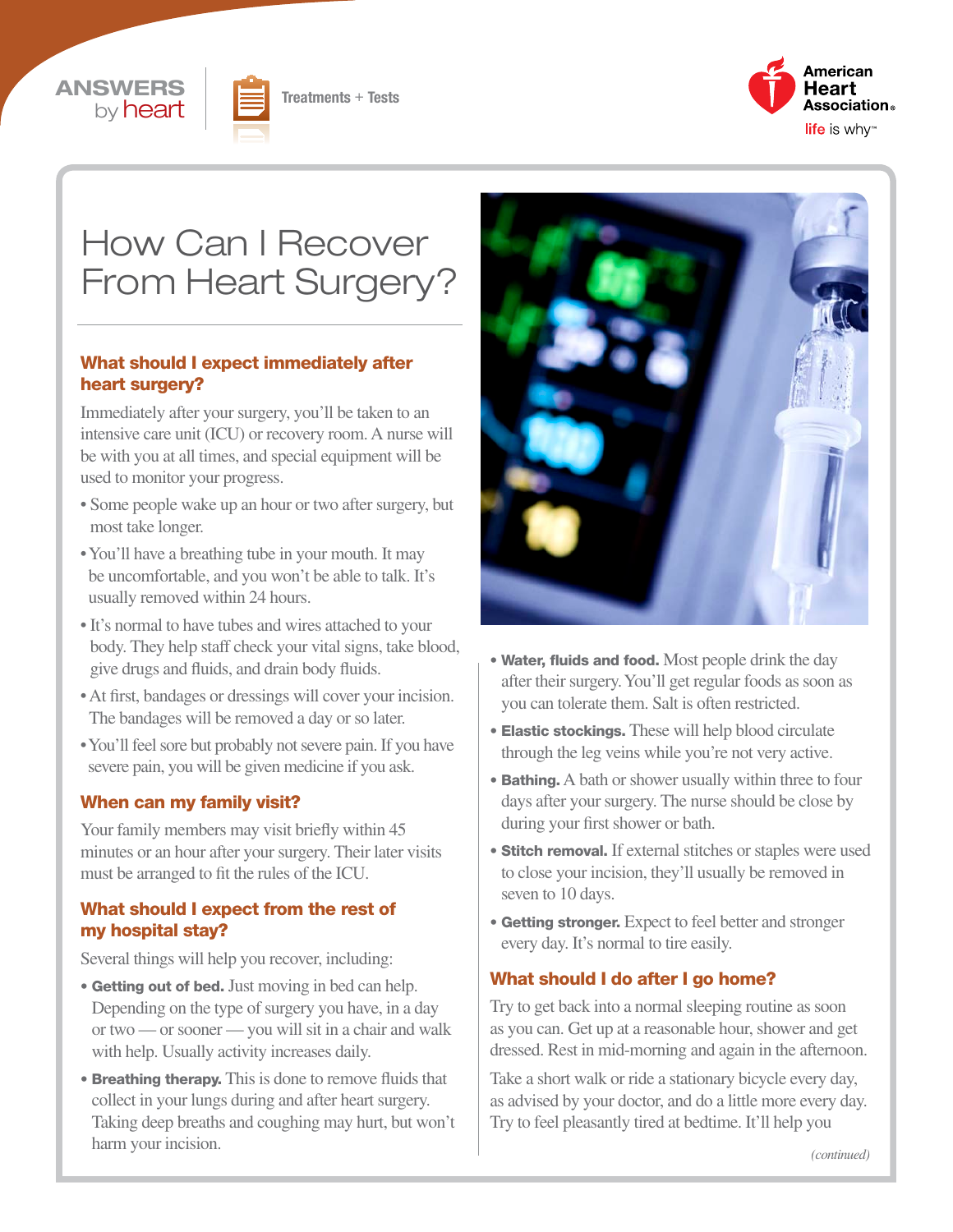ANSWERS by heart

Treatments + Tests

American Heart Association® life is why™

# How Can I Recover From Heart Surgery?

## What should I expect immediately after heart surgery?

Immediately after your surgery, you'll be taken to an intensive care unit (ICU) or recovery room. A nurse will be with you at all times, and special equipment will be used to monitor your progress.

- Some people wake up an hour or two after surgery, but most take longer.
- You'll have a breathing tube in your mouth. It may be uncomfortable, and you won't be able to talk. It's usually removed within 24 hours.
- It's normal to have tubes and wires attached to your body. They help staff check your vital signs, take blood, give drugs and fluids, and drain body fluids.
- At first, bandages or dressings will cover your incision. The bandages will be removed a day or so later.
- You'll feel sore but probably not severe pain. If you have severe pain, you will be given medicine if you ask.

## When can my family visit?

Your family members may visit briefly within 45 minutes or an hour after your surgery. Their later visits must be arranged to fit the rules of the ICU.

## What should I expect from the rest of my hospital stay?

Several things will help you recover, including:

- **Getting out of bed.** Just moving in bed can help. Depending on the type of surgery you have, in a day or two — or sooner — you will sit in a chair and walk with help. Usually activity increases daily.
- **Breathing therapy.** This is done to remove fluids that collect in your lungs during and after heart surgery. Taking deep breaths and coughing may hurt, but won't harm your incision.
- **Water, fluids and food.** Most people drink the day after their surgery. You'll get regular foods as soon as you can tolerate them. Salt is often restricted.
- **Elastic stockings.** These will help blood circulate through the leg veins while you're not very active.
- **Bathing.** A bath or shower usually within three to four days after your surgery. The nurse should be close by during your first shower or bath.
- **Stitch removal.** If external stitches or staples were used to close your incision, they'll usually be removed in seven to 10 days.
- **Getting stronger.** Expect to feel better and stronger every day. It's normal to tire easily.

## What should I do after I go home?

Try to get back into a normal sleeping routine as soon as you can. Get up at a reasonable hour, shower and get dressed. Rest in mid-morning and again in the afternoon.

Take a short walk or ride a stationary bicycle every day, as advised by your doctor, and do a little more every day. Try to feel pleasantly tired at bedtime. It'll help you

*(continued)*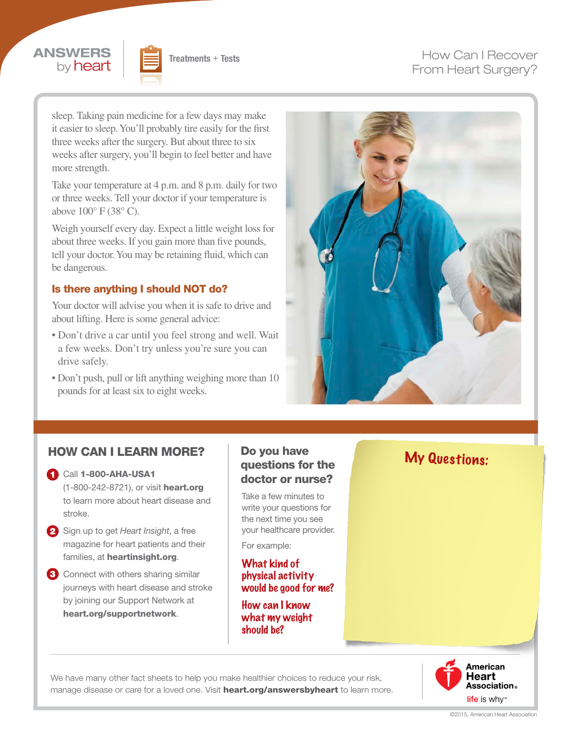sleep. Taking pain medicine for a few days may make it easier to sleep. You'll probably tire easily for the first three weeks after the surgery. But about three to six weeks after surgery, you'll begin to feel better and have more strength.

Take your temperature at 4 p.m. and 8 p.m. daily for two or three weeks. Tell your doctor if your temperature is above 100° F (38° C).

Weigh yourself every day. Expect a little weight loss for about three weeks. If you gain more than five pounds, tell your doctor. You may be retaining fluid, which can be dangerous.

### Is there anything I should NOT do?

Your doctor will advise you when it is safe to drive and about lifting. Here is some general advice:

- Don't drive a car until you feel strong and well. Wait a few weeks. Don't try unless you're sure you can drive safely.
- Don't push, pull or lift anything weighing more than 10 pounds for at least six to eight weeks.

## HOW CAN I LEARN MORE?

1. Call **1-800-AHA-USA1** (1-800-242-8721), or visit **heart.org** to learn more about heart disease and stroke.
2. Sign up to get *Heart Insight*, a free magazine for heart patients and their families, at **heartinsight.org**.
3. Connect with others sharing similar journeys with heart disease and stroke by joining our Support Network at **heart.org/supportnetwork**.

## Do you have questions for the doctor or nurse?

Take a few minutes to write your questions for the next time you see your healthcare provider.

For example:

**What kind of physical activity would be good for me?**

**How can I know what my weight should be?**

**My Questions:**

We have many other fact sheets to help you make healthier choices to reduce your risk, manage disease or care for a loved one. Visit **heart.org/answersbyheart** to learn more.

©2015, American Heart Association